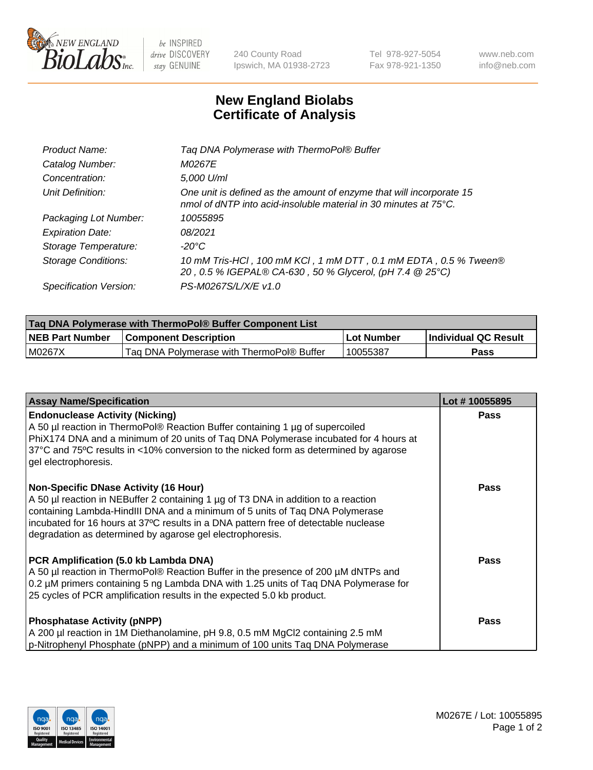# New England Biolabs Certificate of Analysis

| | |
|---|---|
| *Product Name:* | *Taq DNA Polymerase with ThermoPol® Buffer* |
| *Catalog Number:* | *M0267E* |
| *Concentration:* | *5,000 U/ml* |
| *Unit Definition:* | *One unit is defined as the amount of enzyme that will incorporate 15 nmol of dNTP into acid-insoluble material in 30 minutes at 75°C.* |
| *Packaging Lot Number:* | *10055895* |
| *Expiration Date:* | *08/2021* |
| *Storage Temperature:* | *-20°C* |
| *Storage Conditions:* | *10 mM Tris-HCl , 100 mM KCl , 1 mM DTT , 0.1 mM EDTA , 0.5 % Tween® 20 , 0.5 % IGEPAL® CA-630 , 50 % Glycerol, (pH 7.4 @ 25°C)* |
| *Specification Version:* | *PS-M0267S/L/X/E v1.0* |

| Taq DNA Polymerase with ThermoPol® Buffer Component List | | | |
|---|---|---|---|
| **NEB Part Number** | **Component Description** | **Lot Number** | **Individual QC Result** |
| M0267X | Taq DNA Polymerase with ThermoPol® Buffer | 10055387 | **Pass** |

| Assay Name/Specification | Lot # 10055895 |
|---|---|
| **Endonuclease Activity (Nicking)**<br>A 50 µl reaction in ThermoPol® Reaction Buffer containing 1 µg of supercoiled PhiX174 DNA and a minimum of 20 units of Taq DNA Polymerase incubated for 4 hours at 37°C and 75ºC results in <10% conversion to the nicked form as determined by agarose gel electrophoresis. | **Pass** |
| **Non-Specific DNase Activity (16 Hour)**<br>A 50 µl reaction in NEBuffer 2 containing 1 µg of T3 DNA in addition to a reaction containing Lambda-HindIII DNA and a minimum of 5 units of Taq DNA Polymerase incubated for 16 hours at 37ºC results in a DNA pattern free of detectable nuclease degradation as determined by agarose gel electrophoresis. | **Pass** |
| **PCR Amplification (5.0 kb Lambda DNA)**<br>A 50 µl reaction in ThermoPol® Reaction Buffer in the presence of 200 µM dNTPs and 0.2 µM primers containing 5 ng Lambda DNA with 1.25 units of Taq DNA Polymerase for 25 cycles of PCR amplification results in the expected 5.0 kb product. | **Pass** |
| **Phosphatase Activity (pNPP)**<br>A 200 µl reaction in 1M Diethanolamine, pH 9.8, 0.5 mM $MgCl_2$ containing 2.5 mM p-Nitrophenyl Phosphate (pNPP) and a minimum of 100 units Taq DNA Polymerase | **Pass** |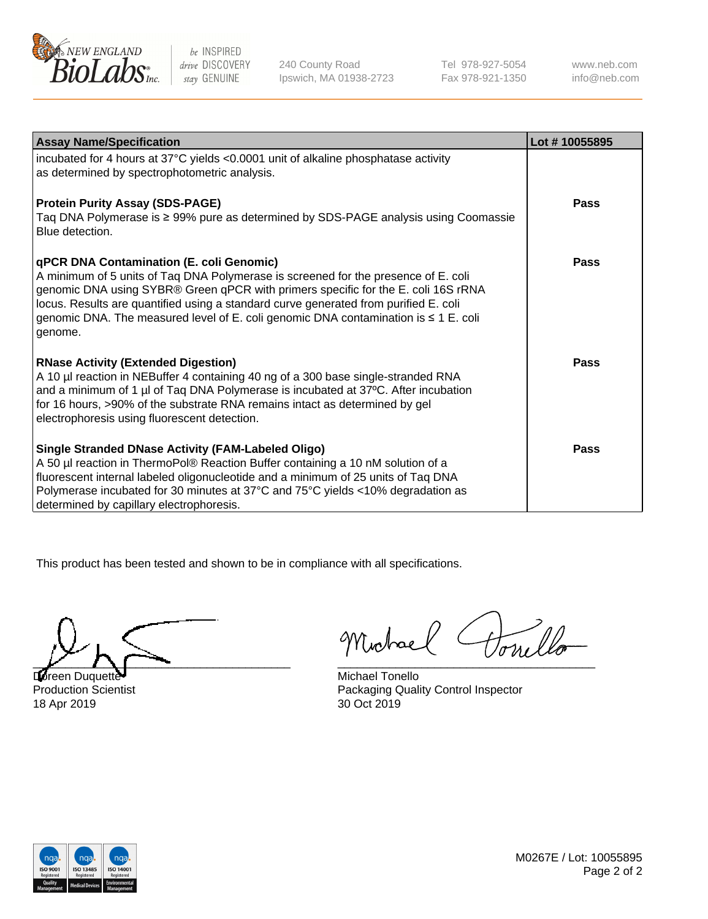| Assay Name/Specification | Lot # 10055895 |
|---|---|
| incubated for 4 hours at 37°C yields <0.0001 unit of alkaline phosphatase activity as determined by spectrophotometric analysis. | |
| **Protein Purity Assay (SDS-PAGE)**<br>Taq DNA Polymerase is ≥ 99% pure as determined by SDS-PAGE analysis using Coomassie Blue detection. | Pass |
| **qPCR DNA Contamination (E. coli Genomic)**<br>A minimum of 5 units of Taq DNA Polymerase is screened for the presence of E. coli genomic DNA using SYBR® Green qPCR with primers specific for the E. coli 16S rRNA locus. Results are quantified using a standard curve generated from purified E. coli genomic DNA. The measured level of E. coli genomic DNA contamination is ≤ 1 E. coli genome. | Pass |
| **RNase Activity (Extended Digestion)**<br>A 10 µl reaction in NEBuffer 4 containing 40 ng of a 300 base single-stranded RNA and a minimum of 1 µl of Taq DNA Polymerase is incubated at 37ºC. After incubation for 16 hours, >90% of the substrate RNA remains intact as determined by gel electrophoresis using fluorescent detection. | Pass |
| **Single Stranded DNase Activity (FAM-Labeled Oligo)**<br>A 50 µl reaction in ThermoPol® Reaction Buffer containing a 10 nM solution of a fluorescent internal labeled oligonucleotide and a minimum of 25 units of Taq DNA Polymerase incubated for 30 minutes at 37°C and 75°C yields <10% degradation as determined by capillary electrophoresis. | Pass |

This product has been tested and shown to be in compliance with all specifications.

Doreen Duquette
Production Scientist
18 Apr 2019

Michael Tonello
Packaging Quality Control Inspector
30 Oct 2019

M0267E / Lot: 10055895